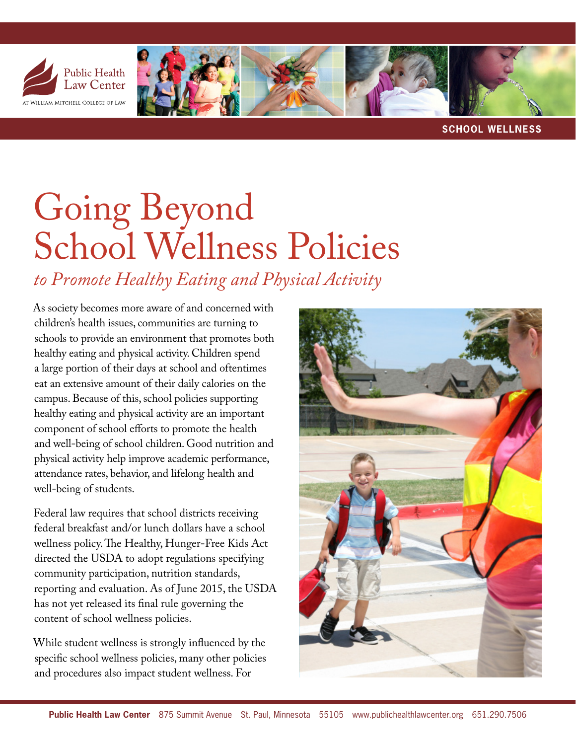SCHOOL WELLNESS

# Going Beyond School Wellness Policies

*to Promote Healthy Eating and Physical Activity*

As society becomes more aware of and concerned with children's health issues, communities are turning to schools to provide an environment that promotes both healthy eating and physical activity. Children spend a large portion of their days at school and oftentimes eat an extensive amount of their daily calories on the campus. Because of this, school policies supporting healthy eating and physical activity are an important component of school efforts to promote the health and well-being of school children. Good nutrition and physical activity help improve academic performance, attendance rates, behavior, and lifelong health and well-being of students.

Federal law requires that school districts receiving federal breakfast and/or lunch dollars have a school wellness policy. The Healthy, Hunger-Free Kids Act directed the USDA to adopt regulations specifying community participation, nutrition standards, reporting and evaluation. As of June 2015, the USDA has not yet released its final rule governing the content of school wellness policies.

While student wellness is strongly influenced by the specific school wellness policies, many other policies and procedures also impact student wellness. For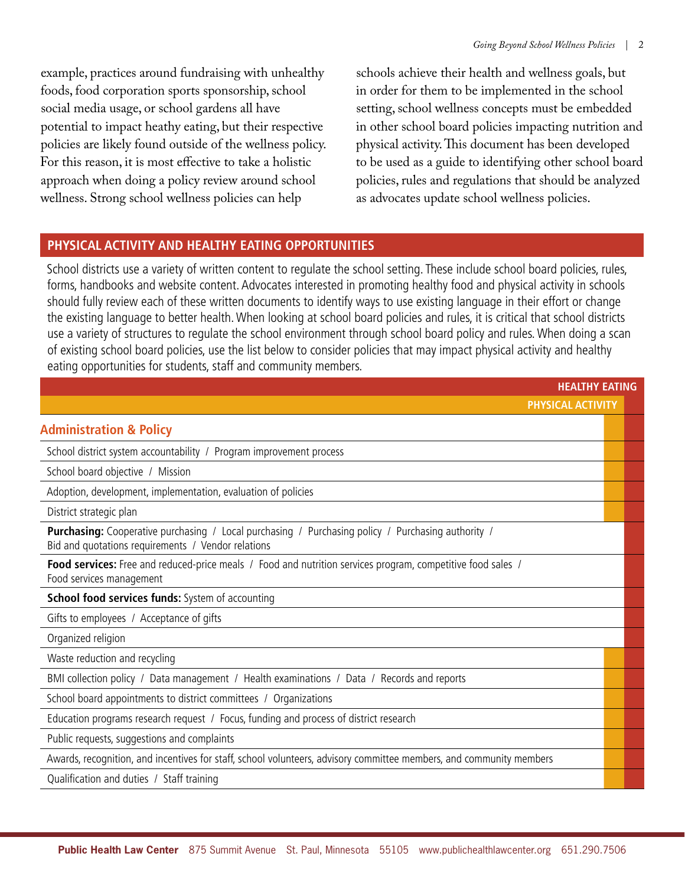example, practices around fundraising with unhealthy foods, food corporation sports sponsorship, school social media usage, or school gardens all have potential to impact heathy eating, but their respective policies are likely found outside of the wellness policy. For this reason, it is most effective to take a holistic approach when doing a policy review around school wellness. Strong school wellness policies can help schools achieve their health and wellness goals, but in order for them to be implemented in the school setting, school wellness concepts must be embedded in other school board policies impacting nutrition and physical activity. This document has been developed to be used as a guide to identifying other school board policies, rules and regulations that should be analyzed as advocates update school wellness policies.

## PHYSICAL ACTIVITY AND HEALTHY EATING OPPORTUNITIES

School districts use a variety of written content to regulate the school setting. These include school board policies, rules, forms, handbooks and website content. Advocates interested in promoting healthy food and physical activity in schools should fully review each of these written documents to identify ways to use existing language in their effort or change the existing language to better health. When looking at school board policies and rules, it is critical that school districts use a variety of structures to regulate the school environment through school board policy and rules. When doing a scan of existing school board policies, use the list below to consider policies that may impact physical activity and healthy eating opportunities for students, staff and community members.

| | PHYSICAL ACTIVITY | HEALTHY EATING |
|---|---|---|
| **Administration & Policy** | X | X |
| School district system accountability / Program improvement process | X | X |
| School board objective / Mission | X | X |
| Adoption, development, implementation, evaluation of policies | X | X |
| District strategic plan | X | X |
| **Purchasing:** Cooperative purchasing / Local purchasing / Purchasing policy / Purchasing authority / Bid and quotations requirements / Vendor relations | | X |
| **Food services:** Free and reduced-price meals / Food and nutrition services program, competitive food sales / Food services management | | X |
| **School food services funds:** System of accounting | | X |
| Gifts to employees / Acceptance of gifts | | X |
| Organized religion | | X |
| Waste reduction and recycling | X | X |
| BMI collection policy / Data management / Health examinations / Data / Records and reports | X | X |
| School board appointments to district committees / Organizations | X | X |
| Education programs research request / Focus, funding and process of district research | X | X |
| Public requests, suggestions and complaints | X | X |
| Awards, recognition, and incentives for staff, school volunteers, advisory committee members, and community members | X | X |
| Qualification and duties / Staff training | X | X |

**Public Health Law Center** 875 Summit Avenue St. Paul, Minnesota 55105 www.publichealthlawcenter.org 651.290.7506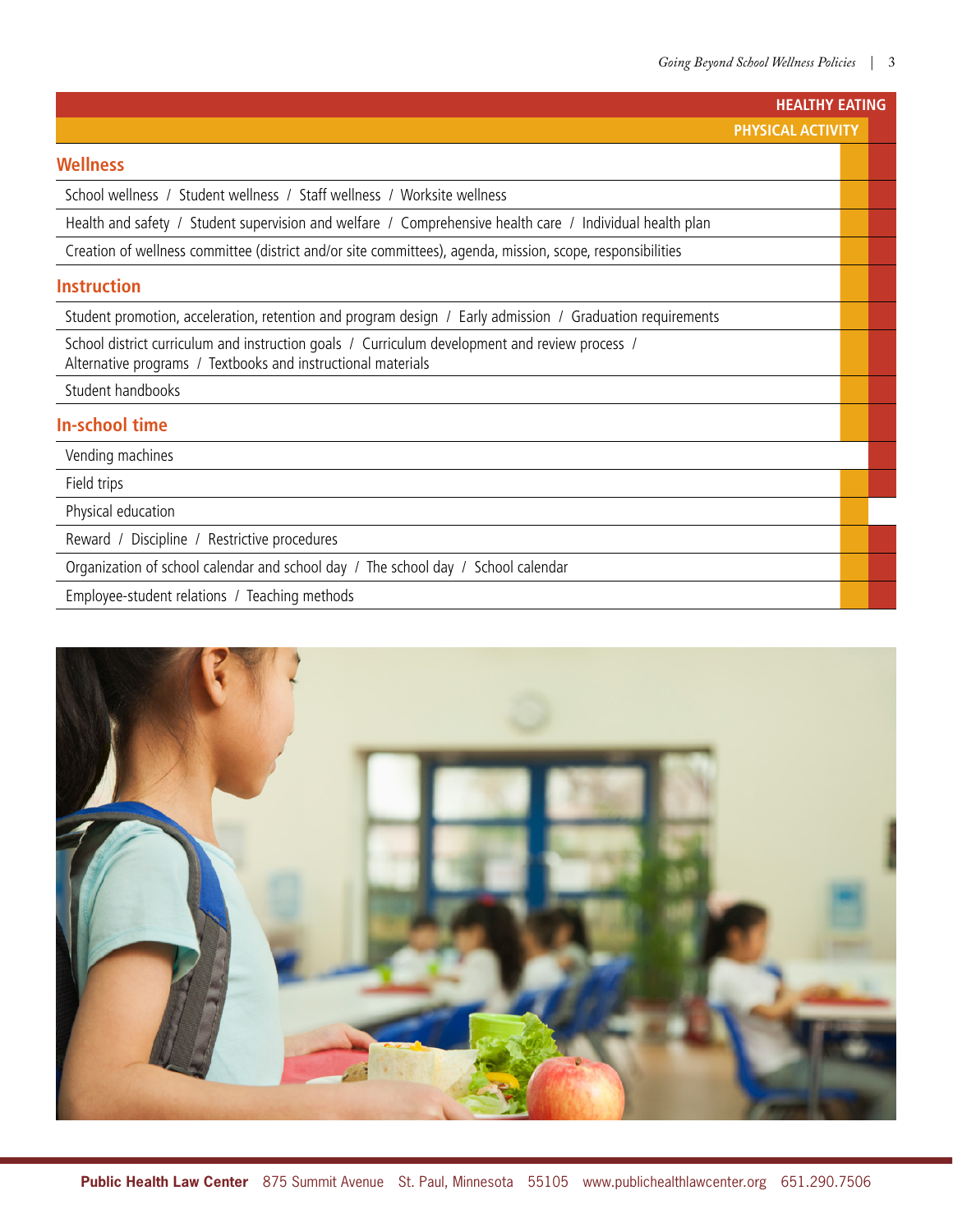| | Physical Activity | Healthy Eating |
|---|---|---|
| **Wellness** | | |
| School wellness / Student wellness / Staff wellness / Worksite wellness | ✓ | ✓ |
| Health and safety / Student supervision and welfare / Comprehensive health care / Individual health plan | ✓ | ✓ |
| Creation of wellness committee (district and/or site committees), agenda, mission, scope, responsibilities | ✓ | ✓ |
| **Instruction** | | |
| Student promotion, acceleration, retention and program design / Early admission / Graduation requirements | ✓ | ✓ |
| School district curriculum and instruction goals / Curriculum development and review process / Alternative programs / Textbooks and instructional materials | ✓ | ✓ |
| Student handbooks | ✓ | ✓ |
| **In-school time** | | |
| Vending machines | | ✓ |
| Field trips | ✓ | ✓ |
| Physical education | ✓ | |
| Reward / Discipline / Restrictive procedures | ✓ | ✓ |
| Organization of school calendar and school day / The school day / School calendar | ✓ | ✓ |
| Employee-student relations / Teaching methods | ✓ | ✓ |

**Public Health Law Center** 875 Summit Avenue St. Paul, Minnesota 55105 www.publichealthlawcenter.org 651.290.7506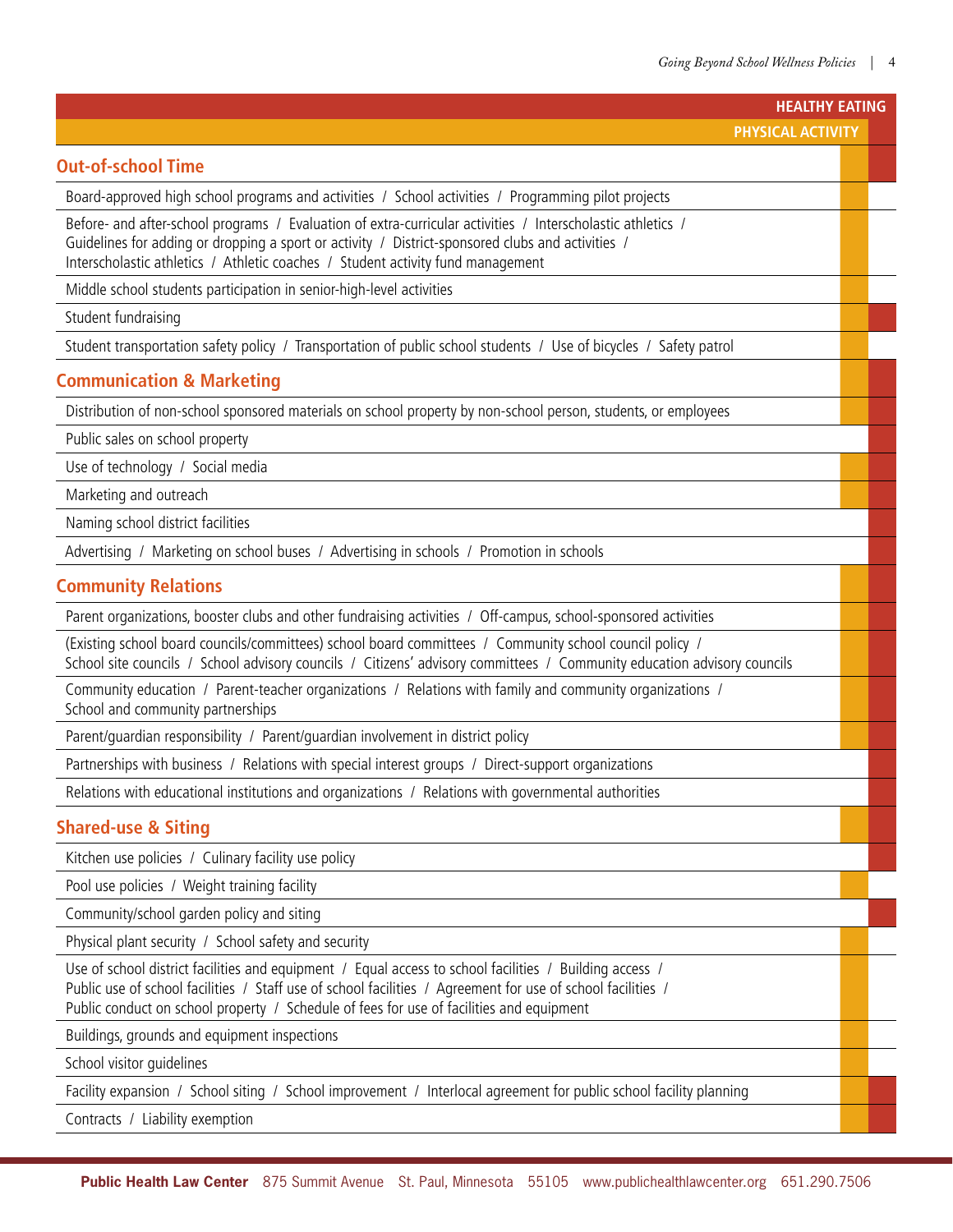| Policy Area | Physical Activity | Healthy Eating |
|---|---|---|
| **Out-of-school Time** | ✓ | ✓ |
| Board-approved high school programs and activities / School activities / Programming pilot projects | ✓ | |
| Before- and after-school programs / Evaluation of extra-curricular activities / Interscholastic athletics / Guidelines for adding or dropping a sport or activity / District-sponsored clubs and activities / Interscholastic athletics / Athletic coaches / Student activity fund management | ✓ | |
| Middle school students participation in senior-high-level activities | ✓ | |
| Student fundraising | ✓ | ✓ |
| Student transportation safety policy / Transportation of public school students / Use of bicycles / Safety patrol | ✓ | |
| **Communication & Marketing** | ✓ | ✓ |
| Distribution of non-school sponsored materials on school property by non-school person, students, or employees | ✓ | ✓ |
| Public sales on school property | | ✓ |
| Use of technology / Social media | ✓ | ✓ |
| Marketing and outreach | ✓ | ✓ |
| Naming school district facilities | | ✓ |
| Advertising / Marketing on school buses / Advertising in schools / Promotion in schools | | ✓ |
| **Community Relations** | ✓ | ✓ |
| Parent organizations, booster clubs and other fundraising activities / Off-campus, school-sponsored activities | ✓ | ✓ |
| (Existing school board councils/committees) school board committees / Community school council policy / School site councils / School advisory councils / Citizens' advisory committees / Community education advisory councils | ✓ | ✓ |
| Community education / Parent-teacher organizations / Relations with family and community organizations / School and community partnerships | ✓ | ✓ |
| Parent/guardian responsibility / Parent/guardian involvement in district policy | ✓ | ✓ |
| Partnerships with business / Relations with special interest groups / Direct-support organizations | | ✓ |
| Relations with educational institutions and organizations / Relations with governmental authorities | | ✓ |
| **Shared-use & Siting** | ✓ | ✓ |
| Kitchen use policies / Culinary facility use policy | | ✓ |
| Pool use policies / Weight training facility | ✓ | |
| Community/school garden policy and siting | | ✓ |
| Physical plant security / School safety and security | ✓ | |
| Use of school district facilities and equipment / Equal access to school facilities / Building access / Public use of school facilities / Staff use of school facilities / Agreement for use of school facilities / Public conduct on school property / Schedule of fees for use of facilities and equipment | ✓ | |
| Buildings, grounds and equipment inspections | ✓ | |
| School visitor guidelines | ✓ | |
| Facility expansion / School siting / School improvement / Interlocal agreement for public school facility planning | ✓ | ✓ |
| Contracts / Liability exemption | ✓ | ✓ |

**Public Health Law Center** 875 Summit Avenue St. Paul, Minnesota 55105 www.publichealthlawcenter.org 651.290.7506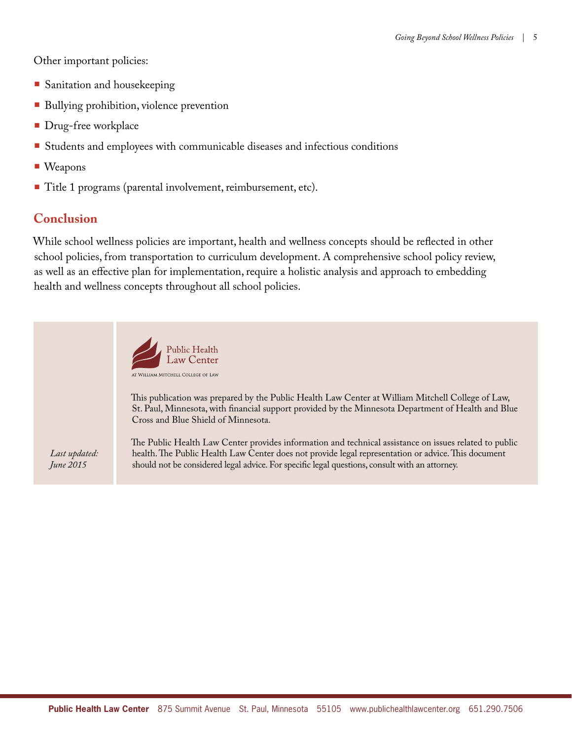Other important policies:

- Sanitation and housekeeping
- Bullying prohibition, violence prevention
- Drug-free workplace
- Students and employees with communicable diseases and infectious conditions
- Weapons
- Title 1 programs (parental involvement, reimbursement, etc).

## Conclusion

While school wellness policies are important, health and wellness concepts should be reflected in other school policies, from transportation to curriculum development. A comprehensive school policy review, as well as an effective plan for implementation, require a holistic analysis and approach to embedding health and wellness concepts throughout all school policies.

Public Health Law Center

AT WILLIAM MITCHELL COLLEGE OF LAW

This publication was prepared by the Public Health Law Center at William Mitchell College of Law, St. Paul, Minnesota, with financial support provided by the Minnesota Department of Health and Blue Cross and Blue Shield of Minnesota.

The Public Health Law Center provides information and technical assistance on issues related to public health. The Public Health Law Center does not provide legal representation or advice. This document should not be considered legal advice. For specific legal questions, consult with an attorney.

*Last updated: June 2015*

**Public Health Law Center** 875 Summit Avenue St. Paul, Minnesota 55105 www.publichealthlawcenter.org 651.290.7506